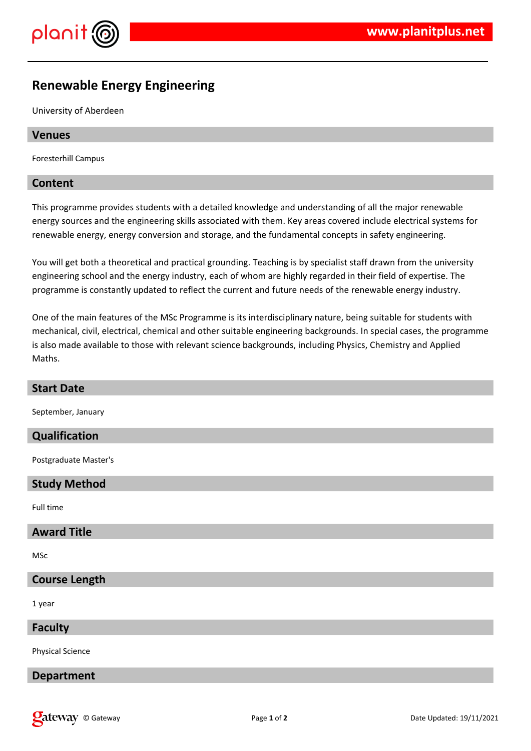# Renewable Energy Engineering

University of Aberdeen

## Venues

Foresterhill Campus

## Content

This programme provides students with a detailed knowledge and understanding of all the major renewable energy sources and the engineering skills associated with them. Key areas covered include electrical systems for renewable energy, energy conversion and storage, and the fundamental concepts in safety engineering.

You will get both a theoretical and practical grounding. Teaching is by specialist staff drawn from the university engineering school and the energy industry, each of whom are highly regarded in their field of expertise. The programme is constantly updated to reflect the current and future needs of the renewable energy industry.

One of the main features of the MSc Programme is its interdisciplinary nature, being suitable for students with mechanical, civil, electrical, chemical and other suitable engineering backgrounds. In special cases, the programme is also made available to those with relevant science backgrounds, including Physics, Chemistry and Applied Maths.

## Start Date

September, January

## Qualification

Postgraduate Master's

## Study Method

Full time

## Award Title

MSc

## Course Length

1 year

## Faculty

Physical Science

## Department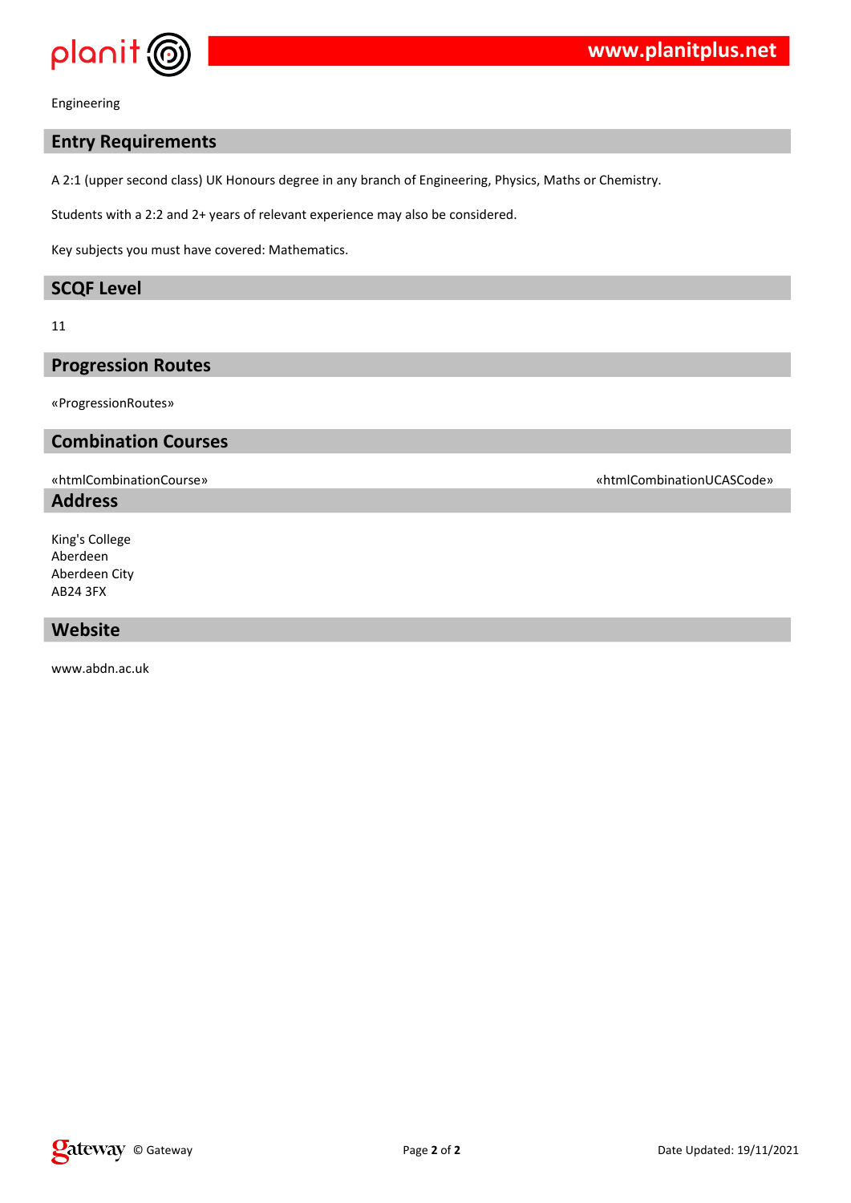Engineering

## Entry Requirements

A 2:1 (upper second class) UK Honours degree in any branch of Engineering, Physics, Maths or Chemistry.

Students with a 2:2 and 2+ years of relevant experience may also be considered.

Key subjects you must have covered: Mathematics.

## SCQF Level

11

## Progression Routes

«ProgressionRoutes»

## Combination Courses

«htmlCombinationCourse» «htmlCombinationUCASCode»

## Address

King's College
Aberdeen
Aberdeen City
AB24 3FX

## Website

www.abdn.ac.uk